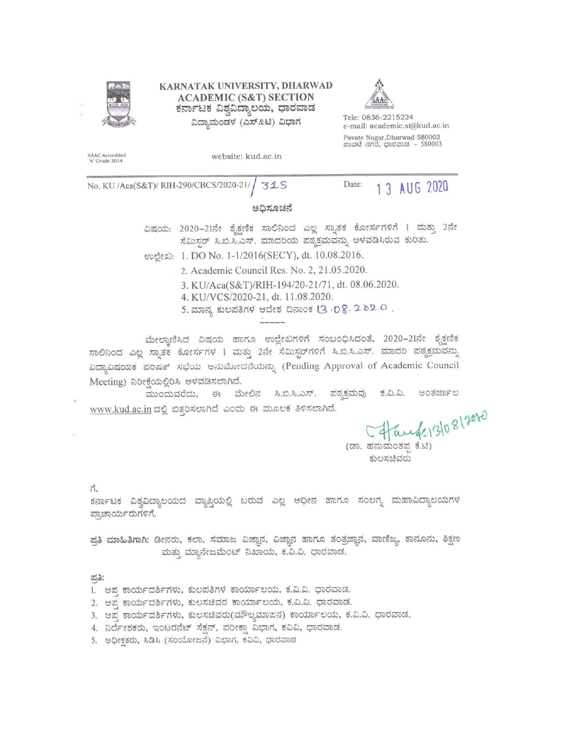# KARNATAK UNIVERSITY, DHARWAD
## ACADEMIC (S&T) SECTION
## ಕರ್ನಾಟಕ ವಿಶ್ವವಿದ್ಯಾಲಯ, ಧಾರವಾಡ
### ವಿದ್ಯಾಮಂಡಳ (ಎಸ್&ಟಿ) ವಿಭಾಗ

Tele: 0836-2215224
e-mail: academic.st@kud.ac.in
Pavate Nagar, Dharwad-580003
ಪಾವಟೆ ನಗರ, ಧಾರವಾಡ – 580003

NAAC Accredited 'A' Grade 2014

website: kud.ac.in

No. KU /Aca(S&T)/ RIH-290/CBCS/2020-21/ 315 &nbsp;&nbsp;&nbsp;&nbsp; Date: 13 AUG 2020

**ಅಧಿಸೂಚನೆ**

ವಿಷಯ: 2020–21ನೇ ಶೈಕ್ಷಣಿಕ ಸಾಲಿನಿಂದ ಎಲ್ಲ ಸ್ನಾತಕ ಕೋರ್ಸಗಳಿಗೆ 1 ಮತ್ತು 2ನೇ ಸೆಮಿಸ್ಟರ್ ಸಿ.ಬಿ.ಸಿ.ಎಸ್. ಮಾದರಿಯ ಪಠ್ಯಕ್ರಮವನ್ನು ಅಳವಡಿಸಿರುವ ಕುರಿತು.

ಉಲ್ಲೇಖ:
1. DO No. 1-1/2016(SECY), dt. 10.08.2016.
2. Academic Council Res. No. 2, 21.05.2020.
3. KU/Aca(S&T)/RIH-194/20-21/71, dt. 08.06.2020.
4. KU/VCS/2020-21, dt. 11.08.2020.
5. ಮಾನ್ಯ ಕುಲಪತಿಗಳ ಆದೇಶ ದಿನಾಂಕ 13.08.2020.

ಮೇಲ್ಕಾಣಿಸಿದ ವಿಷಯ ಹಾಗೂ ಉಲ್ಲೇಖಗಳಿಗೆ ಸಂಬಂಧಿಸಿದಂತೆ, 2020–21ನೇ ಶೈಕ್ಷಣಿಕ ಸಾಲಿನಿಂದ ಎಲ್ಲ ಸ್ನಾತಕ ಕೋರ್ಸಗಳ 1 ಮತ್ತು 2ನೇ ಸೆಮಿಸ್ಟರ್‌ಗಳಿಗೆ ಸಿ.ಬಿ.ಸಿ.ಎಸ್. ಮಾದರಿ ಪಠ್ಯಕ್ರಮವನ್ನು ವಿದ್ಯಾವಿಷಯಕ ಪರಿಷತ್ ಸಭೆಯ ಅನುಮೋದನೆಯನ್ನು (Pending Approval of Academic Council Meeting) ನಿರೀಕ್ಷೆಯಲ್ಲಿರಿಸಿ ಅಳವಡಿಸಲಾಗಿದೆ.

ಮುಂದುವರೆದು, ಈ ಮೇಲಿನ ಸಿ.ಬಿ.ಸಿ.ಎಸ್. ಪಠ್ಯಕ್ರಮವು ಕ.ವಿ.ವಿ. ಅಂತರ್ಜಾಲ www.kud.ac.in ದಲ್ಲಿ ಬಿತ್ತರಿಸಲಾಗಿದೆ ಎಂದು ಈ ಮೂಲಕ ತಿಳಿಸಲಾಗಿದೆ.

13/08/2020
(ಡಾ. ಹನುಮಂತಪ್ಪ ಕೆ.ಟಿ)
ಕುಲಸಚಿವರು

ಗೆ,
ಕರ್ನಾಟಕ ವಿಶ್ವವಿದ್ಯಾಲಯದ ವ್ಯಾಪ್ತಿಯಲ್ಲಿ ಬರುವ ಎಲ್ಲ ಅಧೀನ ಹಾಗೂ ಸಂಲಗ್ನ ಮಹಾವಿದ್ಯಾಲಯಗಳ ಪ್ರಾಚಾರ್ಯರುಗಳಿಗೆ.

**ಪ್ರತಿ ಮಾಹಿತಿಗಾಗಿ:** ಡೀನರು, ಕಲಾ, ಸಮಾಜ ವಿಜ್ಞಾನ, ವಿಜ್ಞಾನ ಹಾಗೂ ತಂತ್ರಜ್ಞಾನ, ವಾಣಿಜ್ಯ, ಕಾನೂನು, ಶಿಕ್ಷಣ ಮತ್ತು ಮ್ಯಾನೇಜಮೆಂಟ್ ನಿಖಾಯ, ಕ.ವಿ.ವಿ. ಧಾರವಾಡ.

ಪ್ರತಿ:
1. ಆಪ್ತ ಕಾರ್ಯದರ್ಶಿಗಳು, ಕುಲಪತಿಗಳ ಕಾರ್ಯಾಲಯ, ಕ.ವಿ.ವಿ. ಧಾರವಾಡ.
2. ಆಪ್ತ ಕಾರ್ಯದರ್ಶಿಗಳು, ಕುಲಸಚಿವರ ಕಾರ್ಯಾಲಯ, ಕ.ವಿ.ವಿ. ಧಾರವಾಡ.
3. ಆಪ್ತ ಕಾರ್ಯದರ್ಶಿಗಳು, ಕುಲಸಚಿವರು(ಮೌಲ್ಯಮಾಪನ) ಕಾರ್ಯಾಲಯ, ಕ.ವಿ.ವಿ. ಧಾರವಾಡ.
4. ನಿರ್ದೇಶಕರು, ಇಂಟರನೆಟ್ ಸೆಕ್ಷನ್, ಪರೀಕ್ಷಾ ವಿಭಾಗ, ಕವಿವಿ, ಧಾರವಾಡ.
5. ಅಧೀಕ್ಷಕರು, ಸಿಡಿಸಿ (ಸಂಯೋಜನೆ) ವಿಭಾಗ, ಕವಿವಿ, ಧಾರವಾಡ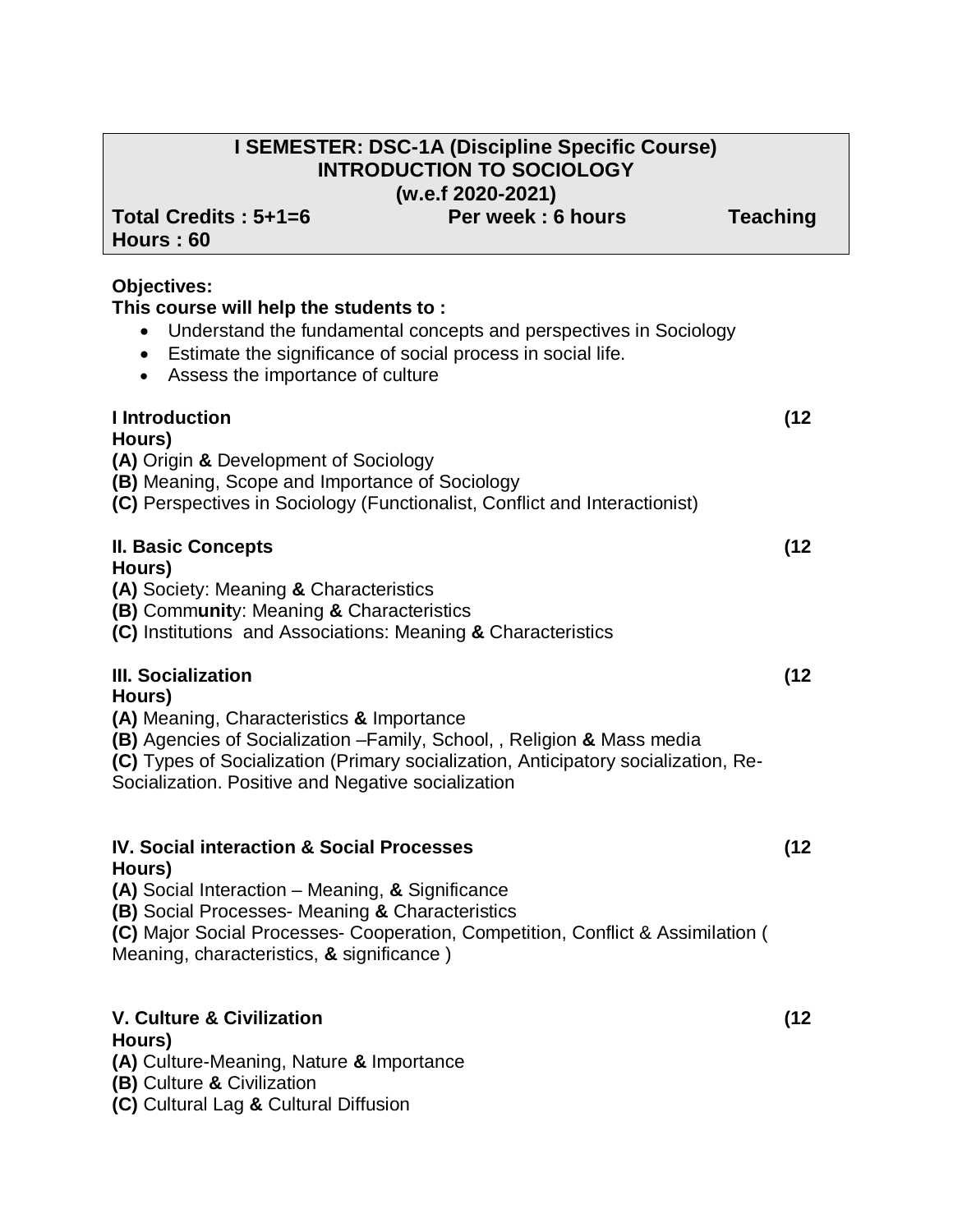**I SEMESTER: DSC-1A (Discipline Specific Course)**
**INTRODUCTION TO SOCIOLOGY**
**(w.e.f 2020-2021)**

**Total Credits : 5+1=6** **Per week : 6 hours** **Teaching Hours : 60**

**Objectives:**

**This course will help the students to :**

- Understand the fundamental concepts and perspectives in Sociology
- Estimate the significance of social process in social life.
- Assess the importance of culture

**I Introduction (12 Hours)**

**(A)** Origin **&** Development of Sociology
**(B)** Meaning, Scope and Importance of Sociology
**(C)** Perspectives in Sociology (Functionalist, Conflict and Interactionist)

**II. Basic Concepts (12 Hours)**

**(A)** Society: Meaning **&** Characteristics
**(B)** Comm**unit**y: Meaning **&** Characteristics
**(C)** Institutions and Associations: Meaning **&** Characteristics

**III. Socialization (12 Hours)**

**(A)** Meaning, Characteristics **&** Importance
**(B)** Agencies of Socialization –Family, School, , Religion **&** Mass media
**(C)** Types of Socialization (Primary socialization, Anticipatory socialization, Re-Socialization. Positive and Negative socialization

**IV. Social interaction & Social Processes (12 Hours)**

**(A)** Social Interaction – Meaning, **&** Significance
**(B)** Social Processes- Meaning **&** Characteristics
**(C)** Major Social Processes- Cooperation, Competition, Conflict & Assimilation ( Meaning, characteristics, **&** significance )

**V. Culture & Civilization (12 Hours)**

**(A)** Culture-Meaning, Nature **&** Importance
**(B)** Culture **&** Civilization
**(C)** Cultural Lag **&** Cultural Diffusion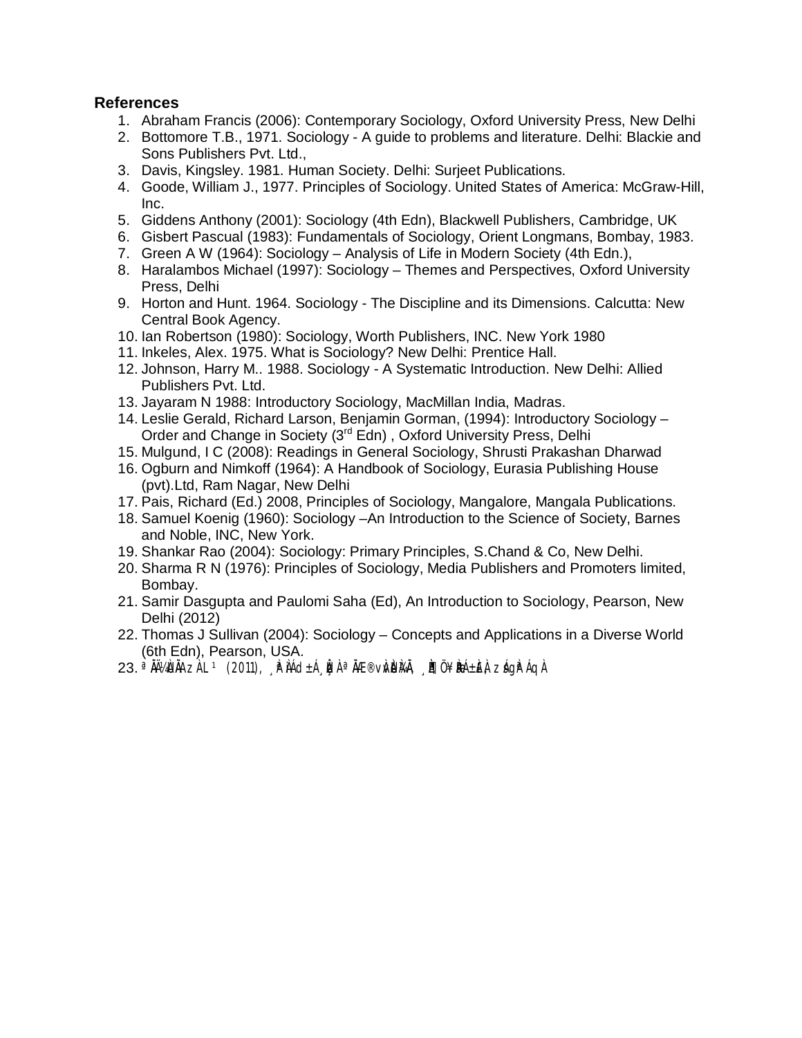## References

1. Abraham Francis (2006): Contemporary Sociology, Oxford University Press, New Delhi
2. Bottomore T.B., 1971. Sociology - A guide to problems and literature. Delhi: Blackie and Sons Publishers Pvt. Ltd.,
3. Davis, Kingsley. 1981. Human Society. Delhi: Surjeet Publications.
4. Goode, William J., 1977. Principles of Sociology. United States of America: McGraw-Hill, Inc.
5. Giddens Anthony (2001): Sociology (4th Edn), Blackwell Publishers, Cambridge, UK
6. Gisbert Pascual (1983): Fundamentals of Sociology, Orient Longmans, Bombay, 1983.
7. Green A W (1964): Sociology – Analysis of Life in Modern Society (4th Edn.),
8. Haralambos Michael (1997): Sociology – Themes and Perspectives, Oxford University Press, Delhi
9. Horton and Hunt. 1964. Sociology - The Discipline and its Dimensions. Calcutta: New Central Book Agency.
10. Ian Robertson (1980): Sociology, Worth Publishers, INC. New York 1980
11. Inkeles, Alex. 1975. What is Sociology? New Delhi: Prentice Hall.
12. Johnson, Harry M.. 1988. Sociology - A Systematic Introduction. New Delhi: Allied Publishers Pvt. Ltd.
13. Jayaram N 1988: Introductory Sociology, MacMillan India, Madras.
14. Leslie Gerald, Richard Larson, Benjamin Gorman, (1994): Introductory Sociology – Order and Change in Society (3rd Edn) , Oxford University Press, Delhi
15. Mulgund, I C (2008): Readings in General Sociology, Shrusti Prakashan Dharwad
16. Ogburn and Nimkoff (1964): A Handbook of Sociology, Eurasia Publishing House (pvt).Ltd, Ram Nagar, New Delhi
17. Pais, Richard (Ed.) 2008, Principles of Sociology, Mangalore, Mangala Publications.
18. Samuel Koenig (1960): Sociology –An Introduction to the Science of Society, Barnes and Noble, INC, New York.
19. Shankar Rao (2004): Sociology: Primary Principles, S.Chand & Co, New Delhi.
20. Sharma R N (1976): Principles of Sociology, Media Publishers and Promoters limited, Bombay.
21. Samir Dasgupta and Paulomi Saha (Ed), An Introduction to Sociology, Pearson, New Delhi (2012)
22. Thomas J Sullivan (2004): Sociology – Concepts and Applications in a Diverse World (6th Edn), Pearson, USA.
23. ªÀÄ¼ÀÄUÀÄAzÀ L¹ (2011), ¸ÀªÀiÁd±Á¸ÀÛçzÀ ªÀÄÆ®vÀvÀéUÀ¼ÀÄ, ¸ÀÈ¶Ö ¥ÀæPÁ±À£À zsÁgÀªÁqÀ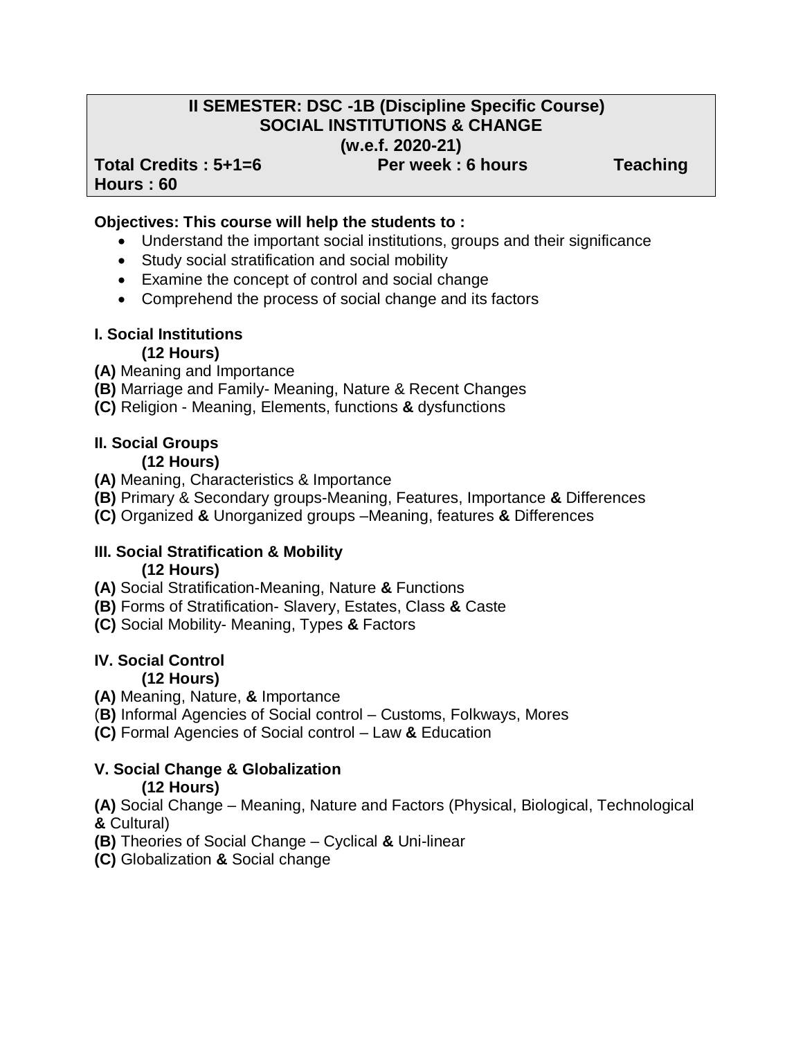## II SEMESTER: DSC -1B (Discipline Specific Course)
## SOCIAL INSTITUTIONS & CHANGE
## (w.e.f. 2020-21)

**Total Credits : 5+1=6** **Per week : 6 hours** **Teaching Hours : 60**

**Objectives: This course will help the students to :**

- Understand the important social institutions, groups and their significance
- Study social stratification and social mobility
- Examine the concept of control and social change
- Comprehend the process of social change and its factors

### I. Social Institutions
**(12 Hours)**

**(A)** Meaning and Importance
**(B)** Marriage and Family- Meaning, Nature & Recent Changes
**(C)** Religion - Meaning, Elements, functions **&** dysfunctions

### II. Social Groups
**(12 Hours)**

**(A)** Meaning, Characteristics & Importance
**(B)** Primary & Secondary groups-Meaning, Features, Importance **&** Differences
**(C)** Organized **&** Unorganized groups –Meaning, features **&** Differences

### III. Social Stratification & Mobility
**(12 Hours)**

**(A)** Social Stratification-Meaning, Nature **&** Functions
**(B)** Forms of Stratification- Slavery, Estates, Class **&** Caste
**(C)** Social Mobility- Meaning, Types **&** Factors

### IV. Social Control
**(12 Hours)**

**(A)** Meaning, Nature, **&** Importance
(**B)** Informal Agencies of Social control – Customs, Folkways, Mores
**(C)** Formal Agencies of Social control – Law **&** Education

### V. Social Change & Globalization
**(12 Hours)**

**(A)** Social Change – Meaning, Nature and Factors (Physical, Biological, Technological **&** Cultural)
**(B)** Theories of Social Change – Cyclical **&** Uni-linear
**(C)** Globalization **&** Social change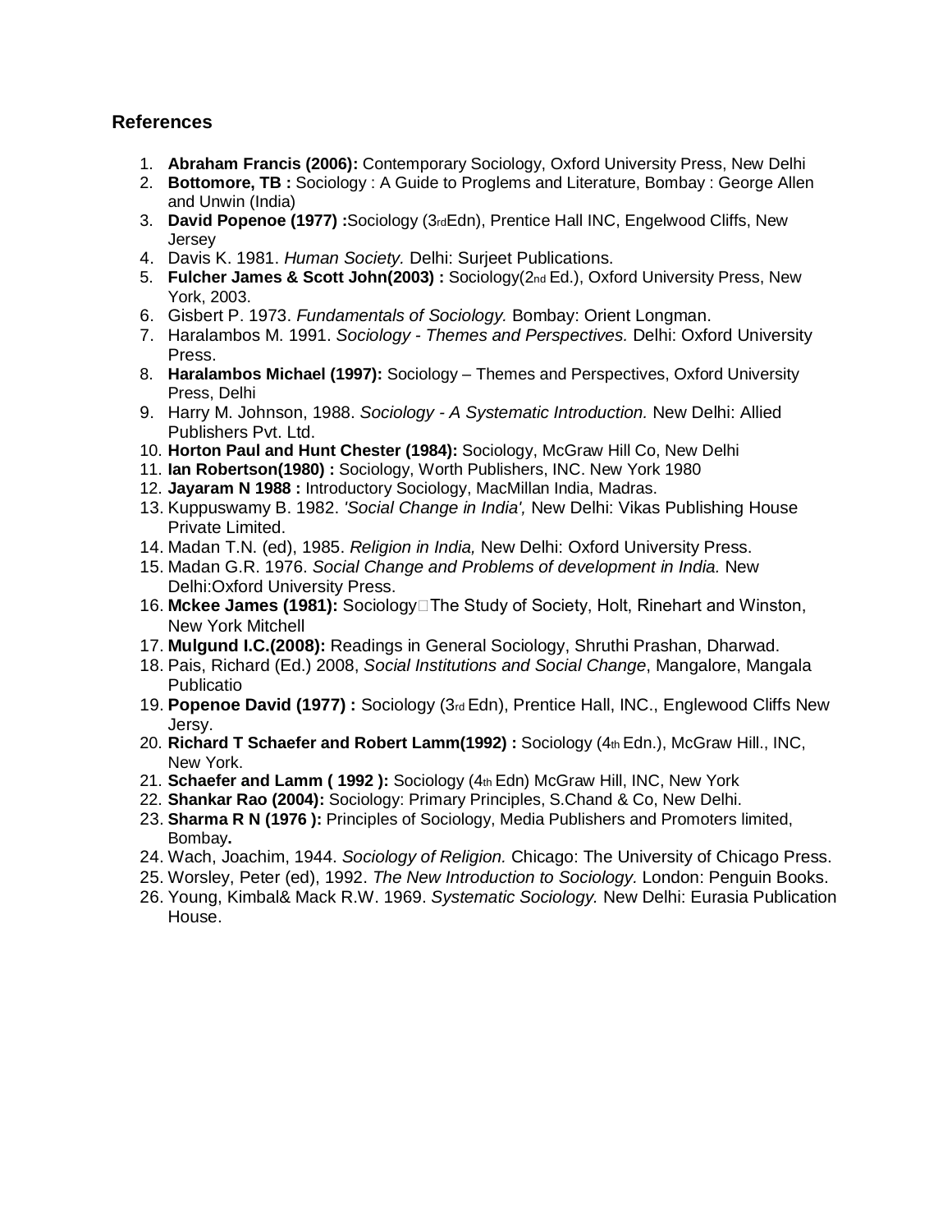### References

1. **Abraham Francis (2006):** Contemporary Sociology, Oxford University Press, New Delhi
2. **Bottomore, TB :** Sociology : A Guide to Proglems and Literature, Bombay : George Allen and Unwin (India)
3. **David Popenoe (1977) :**Sociology (3rdEdn), Prentice Hall INC, Engelwood Cliffs, New Jersey
4. Davis K. 1981. *Human Society.* Delhi: Surjeet Publications.
5. **Fulcher James & Scott John(2003) :** Sociology(2nd Ed.), Oxford University Press, New York, 2003.
6. Gisbert P. 1973. *Fundamentals of Sociology.* Bombay: Orient Longman.
7. Haralambos M. 1991. *Sociology - Themes and Perspectives.* Delhi: Oxford University Press.
8. **Haralambos Michael (1997):** Sociology – Themes and Perspectives, Oxford University Press, Delhi
9. Harry M. Johnson, 1988. *Sociology - A Systematic Introduction.* New Delhi: Allied Publishers Pvt. Ltd.
10. **Horton Paul and Hunt Chester (1984):** Sociology, McGraw Hill Co, New Delhi
11. **Ian Robertson(1980) :** Sociology, Worth Publishers, INC. New York 1980
12. **Jayaram N 1988 :** Introductory Sociology, MacMillan India, Madras.
13. Kuppuswamy B. 1982. *'Social Change in India',* New Delhi: Vikas Publishing House Private Limited.
14. Madan T.N. (ed), 1985. *Religion in India,* New Delhi: Oxford University Press.
15. Madan G.R. 1976. *Social Change and Problems of development in India.* New Delhi:Oxford University Press.
16. **Mckee James (1981):** Sociology□The Study of Society, Holt, Rinehart and Winston, New York Mitchell
17. **Mulgund I.C.(2008):** Readings in General Sociology, Shruthi Prashan, Dharwad.
18. Pais, Richard (Ed.) 2008, *Social Institutions and Social Change*, Mangalore, Mangala Publicatio
19. **Popenoe David (1977) :** Sociology (3rd Edn), Prentice Hall, INC., Englewood Cliffs New Jersy.
20. **Richard T Schaefer and Robert Lamm(1992) :** Sociology (4th Edn.), McGraw Hill., INC, New York.
21. **Schaefer and Lamm ( 1992 ):** Sociology (4th Edn) McGraw Hill, INC, New York
22. **Shankar Rao (2004):** Sociology: Primary Principles, S.Chand & Co, New Delhi.
23. **Sharma R N (1976 ):** Principles of Sociology, Media Publishers and Promoters limited, Bombay**.**
24. Wach, Joachim, 1944. *Sociology of Religion.* Chicago: The University of Chicago Press.
25. Worsley, Peter (ed), 1992. *The New Introduction to Sociology.* London: Penguin Books.
26. Young, Kimbal& Mack R.W. 1969. *Systematic Sociology.* New Delhi: Eurasia Publication House.